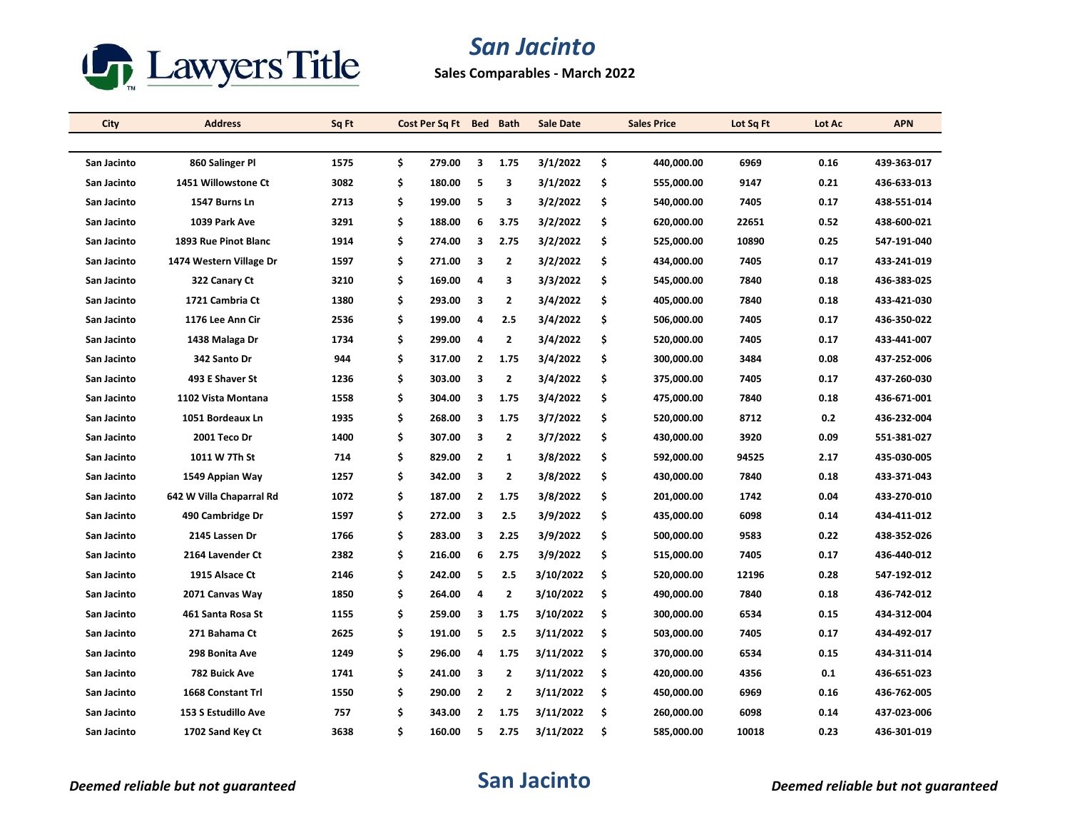# San Jacinto

**Sales Comparables - March 2022**

| City | Address | Sq Ft | Cost Per Sq Ft | Bed | Bath | Sale Date | Sales Price | Lot Sq Ft | Lot Ac | APN |
|---|---|---|---|---|---|---|---|---|---|---|
| San Jacinto | 860 Salinger Pl | 1575 | $ 279.00 | 3 | 1.75 | 3/1/2022 | $ 440,000.00 | 6969 | 0.16 | 439-363-017 |
| San Jacinto | 1451 Willowstone Ct | 3082 | $ 180.00 | 5 | 3 | 3/1/2022 | $ 555,000.00 | 9147 | 0.21 | 436-633-013 |
| San Jacinto | 1547 Burns Ln | 2713 | $ 199.00 | 5 | 3 | 3/2/2022 | $ 540,000.00 | 7405 | 0.17 | 438-551-014 |
| San Jacinto | 1039 Park Ave | 3291 | $ 188.00 | 6 | 3.75 | 3/2/2022 | $ 620,000.00 | 22651 | 0.52 | 438-600-021 |
| San Jacinto | 1893 Rue Pinot Blanc | 1914 | $ 274.00 | 3 | 2.75 | 3/2/2022 | $ 525,000.00 | 10890 | 0.25 | 547-191-040 |
| San Jacinto | 1474 Western Village Dr | 1597 | $ 271.00 | 3 | 2 | 3/2/2022 | $ 434,000.00 | 7405 | 0.17 | 433-241-019 |
| San Jacinto | 322 Canary Ct | 3210 | $ 169.00 | 4 | 3 | 3/3/2022 | $ 545,000.00 | 7840 | 0.18 | 436-383-025 |
| San Jacinto | 1721 Cambria Ct | 1380 | $ 293.00 | 3 | 2 | 3/4/2022 | $ 405,000.00 | 7840 | 0.18 | 433-421-030 |
| San Jacinto | 1176 Lee Ann Cir | 2536 | $ 199.00 | 4 | 2.5 | 3/4/2022 | $ 506,000.00 | 7405 | 0.17 | 436-350-022 |
| San Jacinto | 1438 Malaga Dr | 1734 | $ 299.00 | 4 | 2 | 3/4/2022 | $ 520,000.00 | 7405 | 0.17 | 433-441-007 |
| San Jacinto | 342 Santo Dr | 944 | $ 317.00 | 2 | 1.75 | 3/4/2022 | $ 300,000.00 | 3484 | 0.08 | 437-252-006 |
| San Jacinto | 493 E Shaver St | 1236 | $ 303.00 | 3 | 2 | 3/4/2022 | $ 375,000.00 | 7405 | 0.17 | 437-260-030 |
| San Jacinto | 1102 Vista Montana | 1558 | $ 304.00 | 3 | 1.75 | 3/4/2022 | $ 475,000.00 | 7840 | 0.18 | 436-671-001 |
| San Jacinto | 1051 Bordeaux Ln | 1935 | $ 268.00 | 3 | 1.75 | 3/7/2022 | $ 520,000.00 | 8712 | 0.2 | 436-232-004 |
| San Jacinto | 2001 Teco Dr | 1400 | $ 307.00 | 3 | 2 | 3/7/2022 | $ 430,000.00 | 3920 | 0.09 | 551-381-027 |
| San Jacinto | 1011 W 7Th St | 714 | $ 829.00 | 2 | 1 | 3/8/2022 | $ 592,000.00 | 94525 | 2.17 | 435-030-005 |
| San Jacinto | 1549 Appian Way | 1257 | $ 342.00 | 3 | 2 | 3/8/2022 | $ 430,000.00 | 7840 | 0.18 | 433-371-043 |
| San Jacinto | 642 W Villa Chaparral Rd | 1072 | $ 187.00 | 2 | 1.75 | 3/8/2022 | $ 201,000.00 | 1742 | 0.04 | 433-270-010 |
| San Jacinto | 490 Cambridge Dr | 1597 | $ 272.00 | 3 | 2.5 | 3/9/2022 | $ 435,000.00 | 6098 | 0.14 | 434-411-012 |
| San Jacinto | 2145 Lassen Dr | 1766 | $ 283.00 | 3 | 2.25 | 3/9/2022 | $ 500,000.00 | 9583 | 0.22 | 438-352-026 |
| San Jacinto | 2164 Lavender Ct | 2382 | $ 216.00 | 6 | 2.75 | 3/9/2022 | $ 515,000.00 | 7405 | 0.17 | 436-440-012 |
| San Jacinto | 1915 Alsace Ct | 2146 | $ 242.00 | 5 | 2.5 | 3/10/2022 | $ 520,000.00 | 12196 | 0.28 | 547-192-012 |
| San Jacinto | 2071 Canvas Way | 1850 | $ 264.00 | 4 | 2 | 3/10/2022 | $ 490,000.00 | 7840 | 0.18 | 436-742-012 |
| San Jacinto | 461 Santa Rosa St | 1155 | $ 259.00 | 3 | 1.75 | 3/10/2022 | $ 300,000.00 | 6534 | 0.15 | 434-312-004 |
| San Jacinto | 271 Bahama Ct | 2625 | $ 191.00 | 5 | 2.5 | 3/11/2022 | $ 503,000.00 | 7405 | 0.17 | 434-492-017 |
| San Jacinto | 298 Bonita Ave | 1249 | $ 296.00 | 4 | 1.75 | 3/11/2022 | $ 370,000.00 | 6534 | 0.15 | 434-311-014 |
| San Jacinto | 782 Buick Ave | 1741 | $ 241.00 | 3 | 2 | 3/11/2022 | $ 420,000.00 | 4356 | 0.1 | 436-651-023 |
| San Jacinto | 1668 Constant Trl | 1550 | $ 290.00 | 2 | 2 | 3/11/2022 | $ 450,000.00 | 6969 | 0.16 | 436-762-005 |
| San Jacinto | 153 S Estudillo Ave | 757 | $ 343.00 | 2 | 1.75 | 3/11/2022 | $ 260,000.00 | 6098 | 0.14 | 437-023-006 |
| San Jacinto | 1702 Sand Key Ct | 3638 | $ 160.00 | 5 | 2.75 | 3/11/2022 | $ 585,000.00 | 10018 | 0.23 | 436-301-019 |

*Deemed reliable but not guaranteed*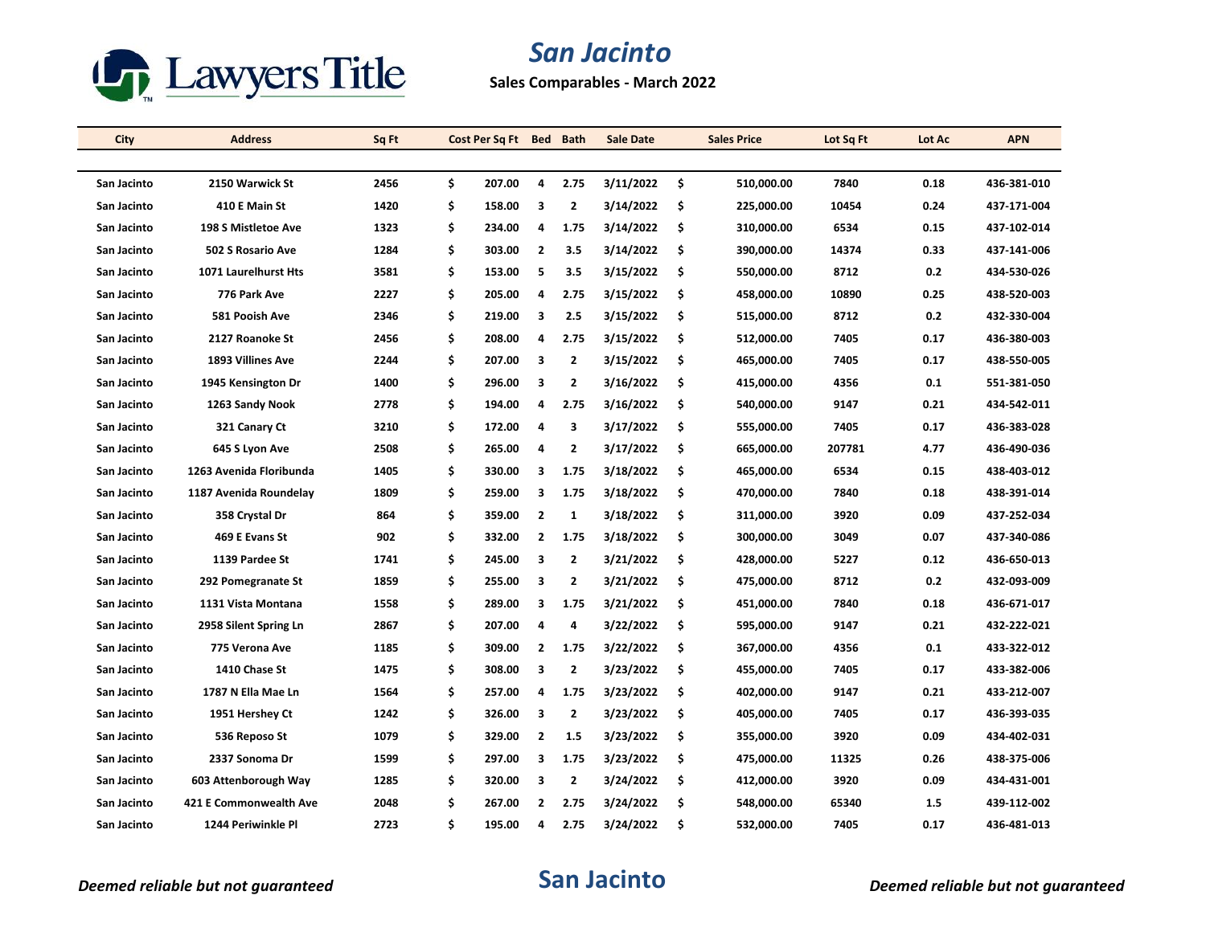# San Jacinto

**Sales Comparables - March 2022**

| City | Address | Sq Ft | Cost Per Sq Ft | Bed | Bath | Sale Date | Sales Price | Lot Sq Ft | Lot Ac | APN |
|---|---|---|---|---|---|---|---|---|---|---|
| San Jacinto | 2150 Warwick St | 2456 | $ 207.00 | 4 | 2.75 | 3/11/2022 | $ 510,000.00 | 7840 | 0.18 | 436-381-010 |
| San Jacinto | 410 E Main St | 1420 | $ 158.00 | 3 | 2 | 3/14/2022 | $ 225,000.00 | 10454 | 0.24 | 437-171-004 |
| San Jacinto | 198 S Mistletoe Ave | 1323 | $ 234.00 | 4 | 1.75 | 3/14/2022 | $ 310,000.00 | 6534 | 0.15 | 437-102-014 |
| San Jacinto | 502 S Rosario Ave | 1284 | $ 303.00 | 2 | 3.5 | 3/14/2022 | $ 390,000.00 | 14374 | 0.33 | 437-141-006 |
| San Jacinto | 1071 Laurelhurst Hts | 3581 | $ 153.00 | 5 | 3.5 | 3/15/2022 | $ 550,000.00 | 8712 | 0.2 | 434-530-026 |
| San Jacinto | 776 Park Ave | 2227 | $ 205.00 | 4 | 2.75 | 3/15/2022 | $ 458,000.00 | 10890 | 0.25 | 438-520-003 |
| San Jacinto | 581 Pooish Ave | 2346 | $ 219.00 | 3 | 2.5 | 3/15/2022 | $ 515,000.00 | 8712 | 0.2 | 432-330-004 |
| San Jacinto | 2127 Roanoke St | 2456 | $ 208.00 | 4 | 2.75 | 3/15/2022 | $ 512,000.00 | 7405 | 0.17 | 436-380-003 |
| San Jacinto | 1893 Villines Ave | 2244 | $ 207.00 | 3 | 2 | 3/15/2022 | $ 465,000.00 | 7405 | 0.17 | 438-550-005 |
| San Jacinto | 1945 Kensington Dr | 1400 | $ 296.00 | 3 | 2 | 3/16/2022 | $ 415,000.00 | 4356 | 0.1 | 551-381-050 |
| San Jacinto | 1263 Sandy Nook | 2778 | $ 194.00 | 4 | 2.75 | 3/16/2022 | $ 540,000.00 | 9147 | 0.21 | 434-542-011 |
| San Jacinto | 321 Canary Ct | 3210 | $ 172.00 | 4 | 3 | 3/17/2022 | $ 555,000.00 | 7405 | 0.17 | 436-383-028 |
| San Jacinto | 645 S Lyon Ave | 2508 | $ 265.00 | 4 | 2 | 3/17/2022 | $ 665,000.00 | 207781 | 4.77 | 436-490-036 |
| San Jacinto | 1263 Avenida Floribunda | 1405 | $ 330.00 | 3 | 1.75 | 3/18/2022 | $ 465,000.00 | 6534 | 0.15 | 438-403-012 |
| San Jacinto | 1187 Avenida Roundelay | 1809 | $ 259.00 | 3 | 1.75 | 3/18/2022 | $ 470,000.00 | 7840 | 0.18 | 438-391-014 |
| San Jacinto | 358 Crystal Dr | 864 | $ 359.00 | 2 | 1 | 3/18/2022 | $ 311,000.00 | 3920 | 0.09 | 437-252-034 |
| San Jacinto | 469 E Evans St | 902 | $ 332.00 | 2 | 1.75 | 3/18/2022 | $ 300,000.00 | 3049 | 0.07 | 437-340-086 |
| San Jacinto | 1139 Pardee St | 1741 | $ 245.00 | 3 | 2 | 3/21/2022 | $ 428,000.00 | 5227 | 0.12 | 436-650-013 |
| San Jacinto | 292 Pomegranate St | 1859 | $ 255.00 | 3 | 2 | 3/21/2022 | $ 475,000.00 | 8712 | 0.2 | 432-093-009 |
| San Jacinto | 1131 Vista Montana | 1558 | $ 289.00 | 3 | 1.75 | 3/21/2022 | $ 451,000.00 | 7840 | 0.18 | 436-671-017 |
| San Jacinto | 2958 Silent Spring Ln | 2867 | $ 207.00 | 4 | 4 | 3/22/2022 | $ 595,000.00 | 9147 | 0.21 | 432-222-021 |
| San Jacinto | 775 Verona Ave | 1185 | $ 309.00 | 2 | 1.75 | 3/22/2022 | $ 367,000.00 | 4356 | 0.1 | 433-322-012 |
| San Jacinto | 1410 Chase St | 1475 | $ 308.00 | 3 | 2 | 3/23/2022 | $ 455,000.00 | 7405 | 0.17 | 433-382-006 |
| San Jacinto | 1787 N Ella Mae Ln | 1564 | $ 257.00 | 4 | 1.75 | 3/23/2022 | $ 402,000.00 | 9147 | 0.21 | 433-212-007 |
| San Jacinto | 1951 Hershey Ct | 1242 | $ 326.00 | 3 | 2 | 3/23/2022 | $ 405,000.00 | 7405 | 0.17 | 436-393-035 |
| San Jacinto | 536 Reposo St | 1079 | $ 329.00 | 2 | 1.5 | 3/23/2022 | $ 355,000.00 | 3920 | 0.09 | 434-402-031 |
| San Jacinto | 2337 Sonoma Dr | 1599 | $ 297.00 | 3 | 1.75 | 3/23/2022 | $ 475,000.00 | 11325 | 0.26 | 438-375-006 |
| San Jacinto | 603 Attenborough Way | 1285 | $ 320.00 | 3 | 2 | 3/24/2022 | $ 412,000.00 | 3920 | 0.09 | 434-431-001 |
| San Jacinto | 421 E Commonwealth Ave | 2048 | $ 267.00 | 2 | 2.75 | 3/24/2022 | $ 548,000.00 | 65340 | 1.5 | 439-112-002 |
| San Jacinto | 1244 Periwinkle Pl | 2723 | $ 195.00 | 4 | 2.75 | 3/24/2022 | $ 532,000.00 | 7405 | 0.17 | 436-481-013 |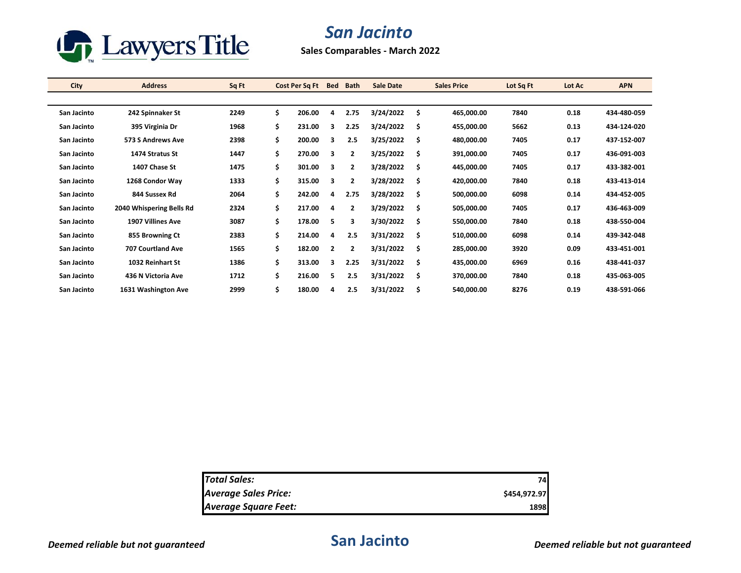# San Jacinto

**Sales Comparables - March 2022**

| City | Address | Sq Ft | Cost Per Sq Ft | Bed | Bath | Sale Date | Sales Price | Lot Sq Ft | Lot Ac | APN |
|---|---|---|---|---|---|---|---|---|---|---|
| San Jacinto | 242 Spinnaker St | 2249 | $ 206.00 | 4 | 2.75 | 3/24/2022 | $ 465,000.00 | 7840 | 0.18 | 434-480-059 |
| San Jacinto | 395 Virginia Dr | 1968 | $ 231.00 | 3 | 2.25 | 3/24/2022 | $ 455,000.00 | 5662 | 0.13 | 434-124-020 |
| San Jacinto | 573 S Andrews Ave | 2398 | $ 200.00 | 3 | 2.5 | 3/25/2022 | $ 480,000.00 | 7405 | 0.17 | 437-152-007 |
| San Jacinto | 1474 Stratus St | 1447 | $ 270.00 | 3 | 2 | 3/25/2022 | $ 391,000.00 | 7405 | 0.17 | 436-091-003 |
| San Jacinto | 1407 Chase St | 1475 | $ 301.00 | 3 | 2 | 3/28/2022 | $ 445,000.00 | 7405 | 0.17 | 433-382-001 |
| San Jacinto | 1268 Condor Way | 1333 | $ 315.00 | 3 | 2 | 3/28/2022 | $ 420,000.00 | 7840 | 0.18 | 433-413-014 |
| San Jacinto | 844 Sussex Rd | 2064 | $ 242.00 | 4 | 2.75 | 3/28/2022 | $ 500,000.00 | 6098 | 0.14 | 434-452-005 |
| San Jacinto | 2040 Whispering Bells Rd | 2324 | $ 217.00 | 4 | 2 | 3/29/2022 | $ 505,000.00 | 7405 | 0.17 | 436-463-009 |
| San Jacinto | 1907 Villines Ave | 3087 | $ 178.00 | 5 | 3 | 3/30/2022 | $ 550,000.00 | 7840 | 0.18 | 438-550-004 |
| San Jacinto | 855 Browning Ct | 2383 | $ 214.00 | 4 | 2.5 | 3/31/2022 | $ 510,000.00 | 6098 | 0.14 | 439-342-048 |
| San Jacinto | 707 Courtland Ave | 1565 | $ 182.00 | 2 | 2 | 3/31/2022 | $ 285,000.00 | 3920 | 0.09 | 433-451-001 |
| San Jacinto | 1032 Reinhart St | 1386 | $ 313.00 | 3 | 2.25 | 3/31/2022 | $ 435,000.00 | 6969 | 0.16 | 438-441-037 |
| San Jacinto | 436 N Victoria Ave | 1712 | $ 216.00 | 5 | 2.5 | 3/31/2022 | $ 370,000.00 | 7840 | 0.18 | 435-063-005 |
| San Jacinto | 1631 Washington Ave | 2999 | $ 180.00 | 4 | 2.5 | 3/31/2022 | $ 540,000.00 | 8276 | 0.19 | 438-591-066 |

| | |
|---|---|
| ***Total Sales:*** | 74 |
| ***Average Sales Price:*** | $454,972.97 |
| ***Average Square Feet:*** | 1898 |

*Deemed reliable but not guaranteed*

**San Jacinto**

*Deemed reliable but not guaranteed*